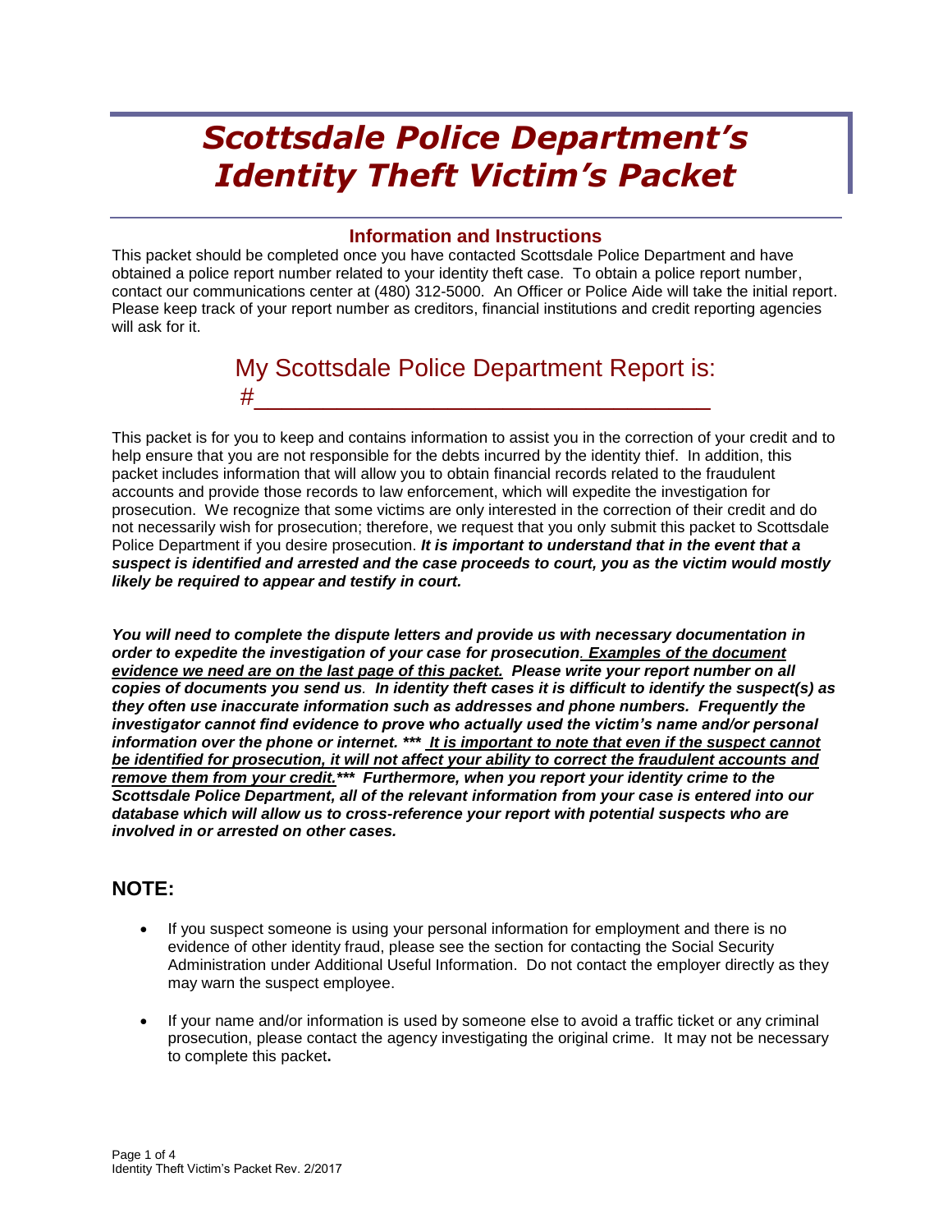# *Scottsdale Police Department's Identity Theft Victim's Packet*

## Information and Instructions

This packet should be completed once you have contacted Scottsdale Police Department and have obtained a police report number related to your identity theft case. To obtain a police report number, contact our communications center at (480) 312-5000. An Officer or Police Aide will take the initial report. Please keep track of your report number as creditors, financial institutions and credit reporting agencies will ask for it.

### My Scottsdale Police Department Report is:
### #______________________________

This packet is for you to keep and contains information to assist you in the correction of your credit and to help ensure that you are not responsible for the debts incurred by the identity thief. In addition, this packet includes information that will allow you to obtain financial records related to the fraudulent accounts and provide those records to law enforcement, which will expedite the investigation for prosecution. We recognize that some victims are only interested in the correction of their credit and do not necessarily wish for prosecution; therefore, we request that you only submit this packet to Scottsdale Police Department if you desire prosecution. ***It is important to understand that in the event that a suspect is identified and arrested and the case proceeds to court, you as the victim would mostly likely be required to appear and testify in court.***

***You will need to complete the dispute letters and provide us with necessary documentation in order to expedite the investigation of your case for prosecution. <u>Examples of the document evidence we need are on the last page of this packet.</u> Please write your report number on all copies of documents you send us. In identity theft cases it is difficult to identify the suspect(s) as they often use inaccurate information such as addresses and phone numbers. Frequently the investigator cannot find evidence to prove who actually used the victim's name and/or personal information over the phone or internet. *** <u>It is important to note that even if the suspect cannot be identified for prosecution, it will not affect your ability to correct the fraudulent accounts and remove them from your credit.</u>*** Furthermore, when you report your identity crime to the Scottsdale Police Department, all of the relevant information from your case is entered into our database which will allow us to cross-reference your report with potential suspects who are involved in or arrested on other cases.***

## NOTE:

- If you suspect someone is using your personal information for employment and there is no evidence of other identity fraud, please see the section for contacting the Social Security Administration under Additional Useful Information. Do not contact the employer directly as they may warn the suspect employee.
- If your name and/or information is used by someone else to avoid a traffic ticket or any criminal prosecution, please contact the agency investigating the original crime. It may not be necessary to complete this packet**.**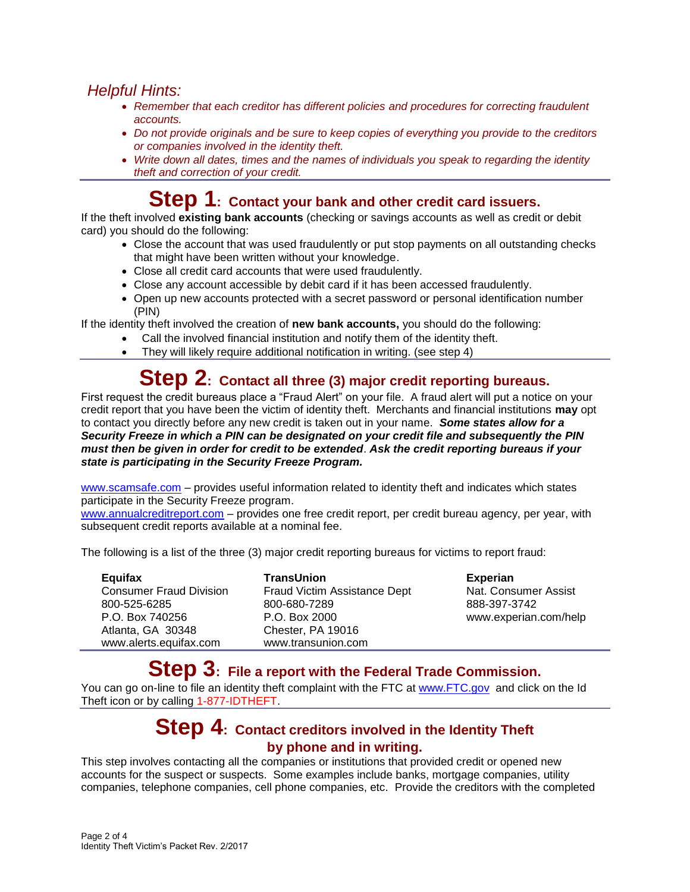## *Helpful Hints:*

- *Remember that each creditor has different policies and procedures for correcting fraudulent accounts.*
- *Do not provide originals and be sure to keep copies of everything you provide to the creditors or companies involved in the identity theft.*
- *Write down all dates, times and the names of individuals you speak to regarding the identity theft and correction of your credit.*

---

## Step 1: Contact your bank and other credit card issuers.

If the theft involved **existing bank accounts** (checking or savings accounts as well as credit or debit card) you should do the following:

- Close the account that was used fraudulently or put stop payments on all outstanding checks that might have been written without your knowledge.
- Close all credit card accounts that were used fraudulently.
- Close any account accessible by debit card if it has been accessed fraudulently.
- Open up new accounts protected with a secret password or personal identification number (PIN)

If the identity theft involved the creation of **new bank accounts,** you should do the following:

- Call the involved financial institution and notify them of the identity theft.
- They will likely require additional notification in writing. (see step 4)

---

## Step 2: Contact all three (3) major credit reporting bureaus.

First request the credit bureaus place a "Fraud Alert" on your file. A fraud alert will put a notice on your credit report that you have been the victim of identity theft. Merchants and financial institutions **may** opt to contact you directly before any new credit is taken out in your name. ***Some states allow for a Security Freeze in which a PIN can be designated on your credit file and subsequently the PIN must then be given in order for credit to be extended***. ***Ask the credit reporting bureaus if your state is participating in the Security Freeze Program.***

www.scamsafe.com – provides useful information related to identity theft and indicates which states participate in the Security Freeze program.
www.annualcreditreport.com – provides one free credit report, per credit bureau agency, per year, with subsequent credit reports available at a nominal fee.

The following is a list of the three (3) major credit reporting bureaus for victims to report fraud:

**Equifax**
Consumer Fraud Division
800-525-6285
P.O. Box 740256
Atlanta, GA 30348
www.alerts.equifax.com

**TransUnion**
Fraud Victim Assistance Dept
800-680-7289
P.O. Box 2000
Chester, PA 19016
www.transunion.com

**Experian**
Nat. Consumer Assist
888-397-3742
www.experian.com/help

---

## Step 3: File a report with the Federal Trade Commission.

You can go on-line to file an identity theft complaint with the FTC at www.FTC.gov and click on the Id Theft icon or by calling 1-877-IDTHEFT.

---

## Step 4: Contact creditors involved in the Identity Theft by phone and in writing.

This step involves contacting all the companies or institutions that provided credit or opened new accounts for the suspect or suspects. Some examples include banks, mortgage companies, utility companies, telephone companies, cell phone companies, etc. Provide the creditors with the completed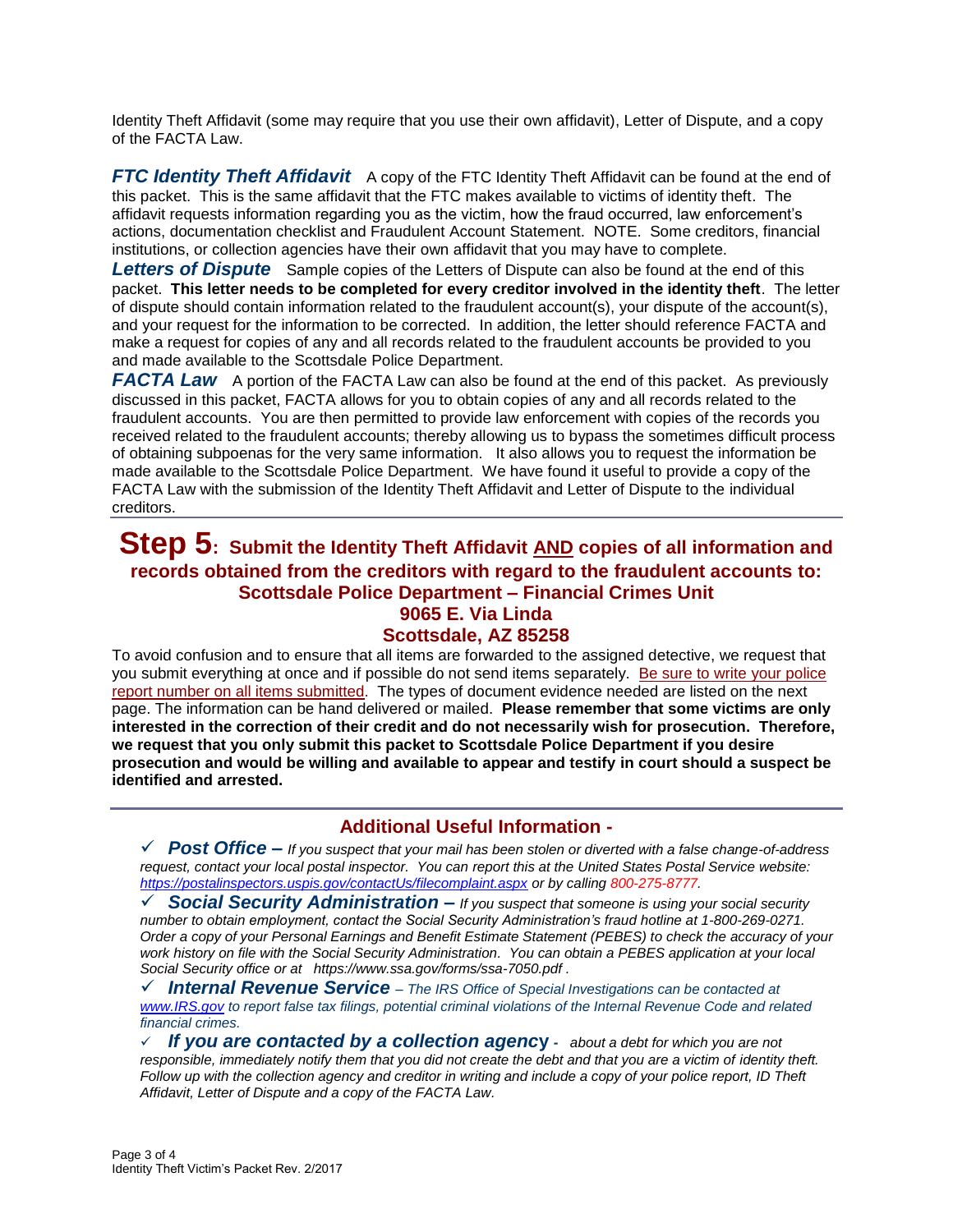Identity Theft Affidavit (some may require that you use their own affidavit), Letter of Dispute, and a copy of the FACTA Law.

***FTC Identity Theft Affidavit*** A copy of the FTC Identity Theft Affidavit can be found at the end of this packet. This is the same affidavit that the FTC makes available to victims of identity theft. The affidavit requests information regarding you as the victim, how the fraud occurred, law enforcement's actions, documentation checklist and Fraudulent Account Statement. NOTE. Some creditors, financial institutions, or collection agencies have their own affidavit that you may have to complete.

***Letters of Dispute*** Sample copies of the Letters of Dispute can also be found at the end of this packet. **This letter needs to be completed for every creditor involved in the identity theft**. The letter of dispute should contain information related to the fraudulent account(s), your dispute of the account(s), and your request for the information to be corrected. In addition, the letter should reference FACTA and make a request for copies of any and all records related to the fraudulent accounts be provided to you and made available to the Scottsdale Police Department.

***FACTA Law*** A portion of the FACTA Law can also be found at the end of this packet. As previously discussed in this packet, FACTA allows for you to obtain copies of any and all records related to the fraudulent accounts. You are then permitted to provide law enforcement with copies of the records you received related to the fraudulent accounts; thereby allowing us to bypass the sometimes difficult process of obtaining subpoenas for the very same information. It also allows you to request the information be made available to the Scottsdale Police Department. We have found it useful to provide a copy of the FACTA Law with the submission of the Identity Theft Affidavit and Letter of Dispute to the individual creditors.

## Step 5: Submit the Identity Theft Affidavit AND copies of all information and records obtained from the creditors with regard to the fraudulent accounts to: Scottsdale Police Department – Financial Crimes Unit 9065 E. Via Linda Scottsdale, AZ 85258

To avoid confusion and to ensure that all items are forwarded to the assigned detective, we request that you submit everything at once and if possible do not send items separately. Be sure to write your police report number on all items submitted. The types of document evidence needed are listed on the next page. The information can be hand delivered or mailed. **Please remember that some victims are only interested in the correction of their credit and do not necessarily wish for prosecution. Therefore, we request that you only submit this packet to Scottsdale Police Department if you desire prosecution and would be willing and available to appear and testify in court should a suspect be identified and arrested.**

## Additional Useful Information -

- ✓ ***Post Office –*** *If you suspect that your mail has been stolen or diverted with a false change-of-address request, contact your local postal inspector. You can report this at the United States Postal Service website: https://postalinspectors.uspis.gov/contactUs/filecomplaint.aspx or by calling 800-275-8777.*
- ✓ ***Social Security Administration –*** *If you suspect that someone is using your social security number to obtain employment, contact the Social Security Administration's fraud hotline at 1-800-269-0271. Order a copy of your Personal Earnings and Benefit Estimate Statement (PEBES) to check the accuracy of your work history on file with the Social Security Administration. You can obtain a PEBES application at your local Social Security office or at https://www.ssa.gov/forms/ssa-7050.pdf .*
- ✓ ***Internal Revenue Service*** *– The IRS Office of Special Investigations can be contacted at www.IRS.gov to report false tax filings, potential criminal violations of the Internal Revenue Code and related financial crimes.*
- ✓ ***If you are contacted by a collection agency*** *- about a debt for which you are not responsible, immediately notify them that you did not create the debt and that you are a victim of identity theft. Follow up with the collection agency and creditor in writing and include a copy of your police report, ID Theft Affidavit, Letter of Dispute and a copy of the FACTA Law.*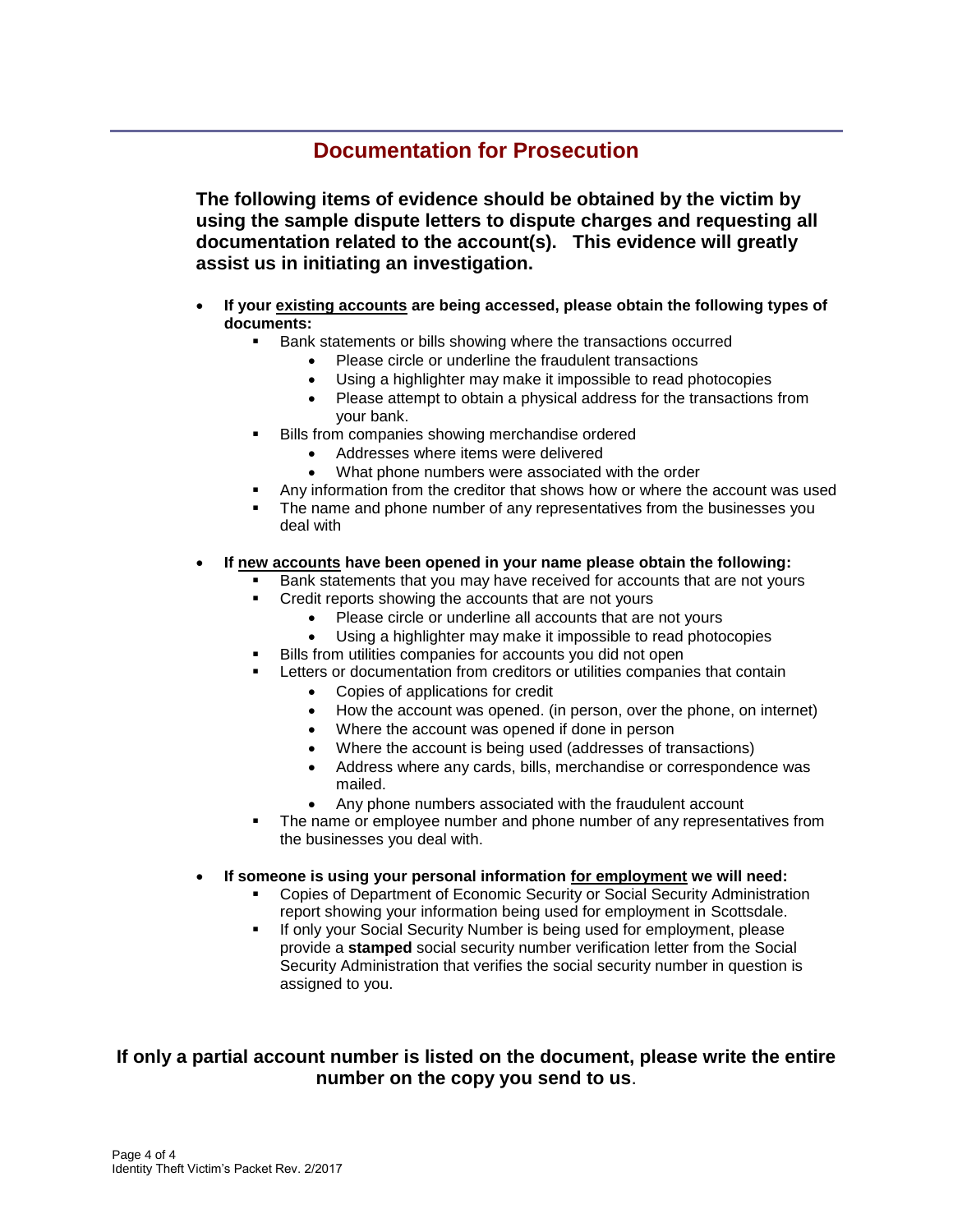## Documentation for Prosecution

**The following items of evidence should be obtained by the victim by using the sample dispute letters to dispute charges and requesting all documentation related to the account(s). This evidence will greatly assist us in initiating an investigation.**

- **If your <u>existing accounts</u> are being accessed, please obtain the following types of documents:**
  - Bank statements or bills showing where the transactions occurred
    - Please circle or underline the fraudulent transactions
    - Using a highlighter may make it impossible to read photocopies
    - Please attempt to obtain a physical address for the transactions from your bank.
  - Bills from companies showing merchandise ordered
    - Addresses where items were delivered
    - What phone numbers were associated with the order
  - Any information from the creditor that shows how or where the account was used
  - The name and phone number of any representatives from the businesses you deal with

- **If <u>new accounts</u> have been opened in your name please obtain the following:**
  - Bank statements that you may have received for accounts that are not yours
  - Credit reports showing the accounts that are not yours
    - Please circle or underline all accounts that are not yours
    - Using a highlighter may make it impossible to read photocopies
  - Bills from utilities companies for accounts you did not open
  - Letters or documentation from creditors or utilities companies that contain
    - Copies of applications for credit
    - How the account was opened. (in person, over the phone, on internet)
    - Where the account was opened if done in person
    - Where the account is being used (addresses of transactions)
    - Address where any cards, bills, merchandise or correspondence was mailed.
    - Any phone numbers associated with the fraudulent account
  - The name or employee number and phone number of any representatives from the businesses you deal with.

- **If someone is using your personal information <u>for employment</u> we will need:**
  - Copies of Department of Economic Security or Social Security Administration report showing your information being used for employment in Scottsdale.
  - If only your Social Security Number is being used for employment, please provide a **stamped** social security number verification letter from the Social Security Administration that verifies the social security number in question is assigned to you.

**If only a partial account number is listed on the document, please write the entire number on the copy you send to us**.